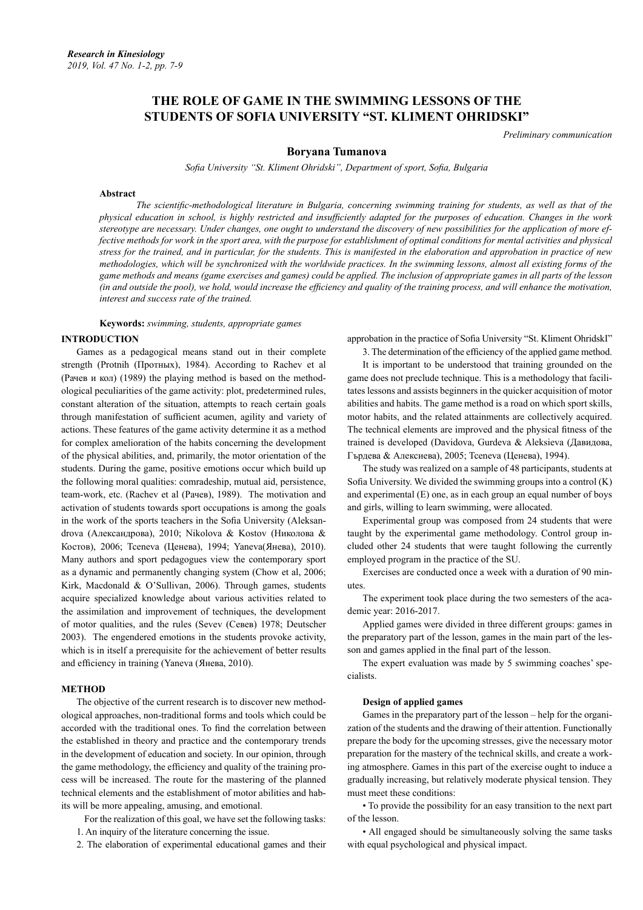# THE ROLE OF GAME IN THE SWIMMING LESSONS OF THE STUDENTS OF SOFIA UNIVERSITY "ST. KLIMENT OHRIDSKI"

*Preliminary communication*

**Boryana Tumanova**

*Sofia University "St. Kliment Ohridski", Department of sport, Sofia, Bulgaria*

**Abstract**

*The scientific-methodological literature in Bulgaria, concerning swimming training for students, as well as that of the physical education in school, is highly restricted and insufficiently adapted for the purposes of education. Changes in the work stereotype are necessary. Under changes, one ought to understand the discovery of new possibilities for the application of more effective methods for work in the sport area, with the purpose for establishment of optimal conditions for mental activities and physical stress for the trained, and in particular, for the students. This is manifested in the elaboration and approbation in practice of new methodologies, which will be synchronized with the worldwide practices. In the swimming lessons, almost all existing forms of the game methods and means (game exercises and games) could be applied. The inclusion of appropriate games in all parts of the lesson (in and outside the pool), we hold, would increase the efficiency and quality of the training process, and will enhance the motivation, interest and success rate of the trained.*

**Keywords:** *swimming, students, appropriate games*

## INTRODUCTION

Games as a pedagogical means stand out in their complete strength (Protnih (Протных), 1984). According to Rachev et al (Рачев и кол) (1989) the playing method is based on the methodological peculiarities of the game activity: plot, predetermined rules, constant alteration of the situation, attempts to reach certain goals through manifestation of sufficient acumen, agility and variety of actions. These features of the game activity determine it as a method for complex amelioration of the habits concerning the development of the physical abilities, and, primarily, the motor orientation of the students. During the game, positive emotions occur which build up the following moral qualities: comradeship, mutual aid, persistence, team-work, etc. (Rachev et al (Рачев), 1989). The motivation and activation of students towards sport occupations is among the goals in the work of the sports teachers in the Sofia University (Aleksandrova (Александрова), 2010; Nikolova & Kostov (Николова & Костов), 2006; Tceneva (Ценева), 1994; Yaneva(Янева), 2010). Many authors and sport pedagogues view the contemporary sport as a dynamic and permanently changing system (Chow et al, 2006; Kirk, Macdonald & O'Sullivan, 2006). Through games, students acquire specialized knowledge about various activities related to the assimilation and improvement of techniques, the development of motor qualities, and the rules (Sevev (Севев) 1978; Deutscher 2003). The engendered emotions in the students provoke activity, which is in itself a prerequisite for the achievement of better results and efficiency in training (Yaneva (Янева, 2010).

## METHOD

The objective of the current research is to discover new methodological approaches, non-traditional forms and tools which could be accorded with the traditional ones. To find the correlation between the established in theory and practice and the contemporary trends in the development of education and society. In our opinion, through the game methodology, the efficiency and quality of the training process will be increased. The route for the mastering of the planned technical elements and the establishment of motor abilities and habits will be more appealing, amusing, and emotional.

For the realization of this goal, we have set the following tasks:

1. An inquiry of the literature concerning the issue.
2. The elaboration of experimental educational games and their approbation in the practice of Sofia University "St. Kliment OhridskI"
3. The determination of the efficiency of the applied game method.

It is important to be understood that training grounded on the game does not preclude technique. This is a methodology that facilitates lessons and assists beginners in the quicker acquisition of motor abilities and habits. The game method is a road on which sport skills, motor habits, and the related attainments are collectively acquired. The technical elements are improved and the physical fitness of the trained is developed (Davidova, Gurdeva & Aleksieva (Давидова, Гърдева & Алексиева), 2005; Tceneva (Ценева), 1994).

The study was realized on a sample of 48 participants, students at Sofia University. We divided the swimming groups into a control (K) and experimental (E) one, as in each group an equal number of boys and girls, willing to learn swimming, were allocated.

Experimental group was composed from 24 students that were taught by the experimental game methodology. Control group included other 24 students that were taught following the currently employed program in the practice of the SU.

Exercises are conducted once a week with a duration of 90 minutes.

The experiment took place during the two semesters of the academic year: 2016-2017.

Applied games were divided in three different groups: games in the preparatory part of the lesson, games in the main part of the lesson and games applied in the final part of the lesson.

The expert evaluation was made by 5 swimming coaches' specialists.

### Design of applied games

Games in the preparatory part of the lesson – help for the organization of the students and the drawing of their attention. Functionally prepare the body for the upcoming stresses, give the necessary motor preparation for the mastery of the technical skills, and create a working atmosphere. Games in this part of the exercise ought to induce a gradually increasing, but relatively moderate physical tension. They must meet these conditions:

- To provide the possibility for an easy transition to the next part of the lesson.
- All engaged should be simultaneously solving the same tasks with equal psychological and physical impact.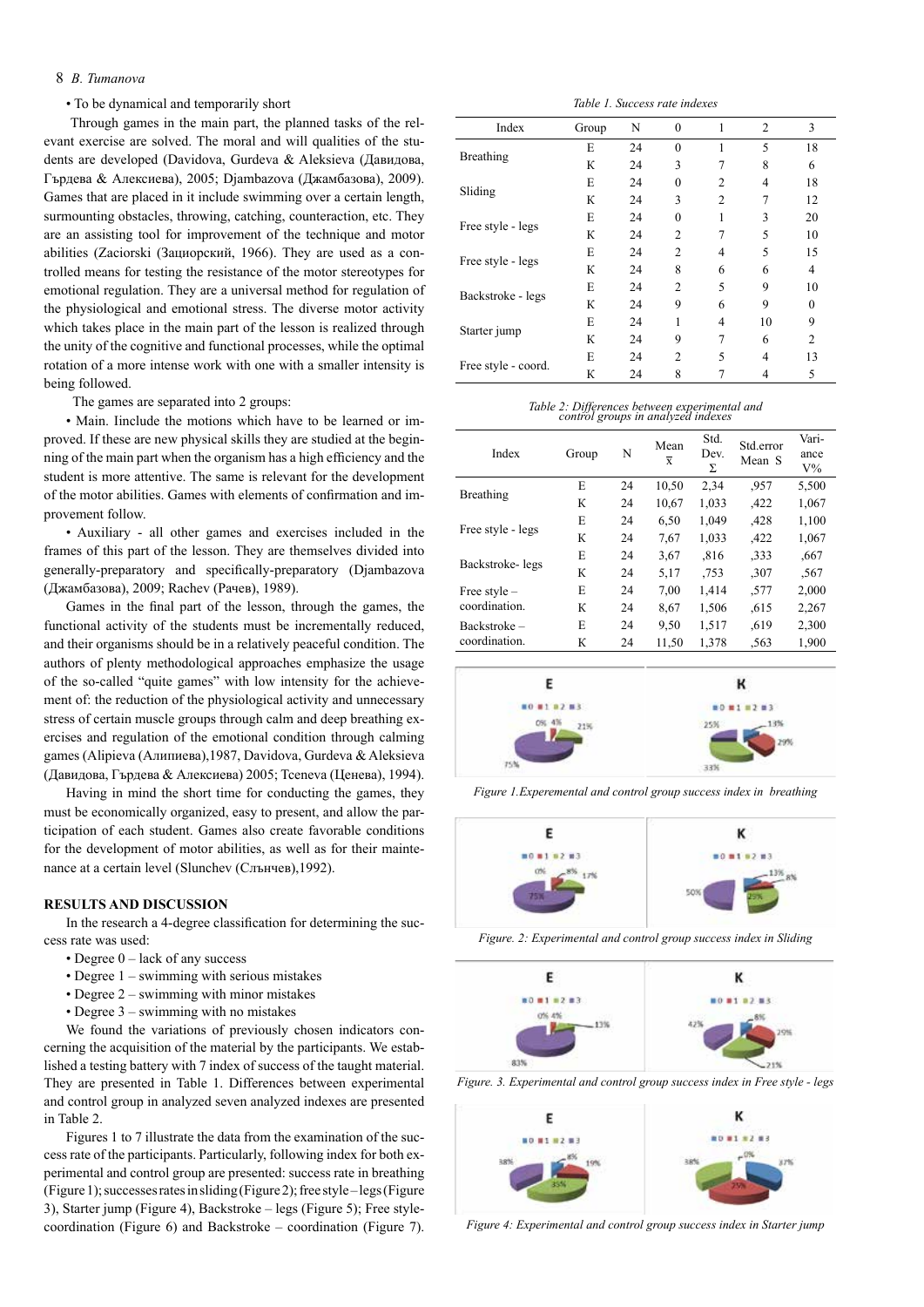• To be dynamical and temporarily short

Through games in the main part, the planned tasks of the relevant exercise are solved. The moral and will qualities of the students are developed (Davidova, Gurdeva & Aleksieva (Давидова, Гърдева & Алексиева), 2005; Djambazova (Джамбазова), 2009). Games that are placed in it include swimming over a certain length, surmounting obstacles, throwing, catching, counteraction, etc. They are an assisting tool for improvement of the technique and motor abilities (Zaciorski (Зациорский, 1966). They are used as a controlled means for testing the resistance of the motor stereotypes for emotional regulation. They are a universal method for regulation of the physiological and emotional stress. The diverse motor activity which takes place in the main part of the lesson is realized through the unity of the cognitive and functional processes, while the optimal rotation of a more intense work with one with a smaller intensity is being followed.

The games are separated into 2 groups:

• Main. Iinclude the motions which have to be learned or improved. If these are new physical skills they are studied at the beginning of the main part when the organism has a high efficiency and the student is more attentive. The same is relevant for the development of the motor abilities. Games with elements of confirmation and improvement follow.

• Auxiliary - all other games and exercises included in the frames of this part of the lesson. They are themselves divided into generally-preparatory and specifically-preparatory (Djambazova (Джамбазова), 2009; Rachev (Рачев), 1989).

Games in the final part of the lesson, through the games, the functional activity of the students must be incrementally reduced, and their organisms should be in a relatively peaceful condition. The authors of plenty methodological approaches emphasize the usage of the so-called "quite games" with low intensity for the achievement of: the reduction of the physiological activity and unnecessary stress of certain muscle groups through calm and deep breathing exercises and regulation of the emotional condition through calming games (Alipieva (Алипиева),1987, Davidova, Gurdeva & Aleksieva (Давидова, Гърдева & Алексиева) 2005; Tceneva (Ценева), 1994).

Having in mind the short time for conducting the games, they must be economically organized, easy to present, and allow the participation of each student. Games also create favorable conditions for the development of motor abilities, as well as for their maintenance at a certain level (Slunchev (Слънчев),1992).

## RESULTS AND DISCUSSION

In the research a 4-degree classification for determining the success rate was used:

- Degree 0 – lack of any success
- Degree 1 – swimming with serious mistakes
- Degree 2 – swimming with minor mistakes
- Degree 3 – swimming with no mistakes

We found the variations of previously chosen indicators concerning the acquisition of the material by the participants. We established a testing battery with 7 index of success of the taught material. They are presented in Table 1. Differences between experimental and control group in analyzed seven analyzed indexes are presented in Table 2.

Figures 1 to 7 illustrate the data from the examination of the success rate of the participants. Particularly, following index for both experimental and control group are presented: success rate in breathing (Figure 1); successes rates in sliding (Figure 2); free style – legs (Figure 3), Starter jump (Figure 4), Backstroke – legs (Figure 5); Free style-coordination (Figure 6) and Backstroke – coordination (Figure 7).

*Table 1. Success rate indexes*

| Index | Group | N | 0 | 1 | 2 | 3 |
|---|---|---|---|---|---|---|
| Breathing | E | 24 | 0 | 1 | 5 | 18 |
| | K | 24 | 3 | 7 | 8 | 6 |
| Sliding | E | 24 | 0 | 2 | 4 | 18 |
| | K | 24 | 3 | 2 | 7 | 12 |
| Free style - legs | E | 24 | 0 | 1 | 3 | 20 |
| | K | 24 | 2 | 7 | 5 | 10 |
| Free style - legs | E | 24 | 2 | 4 | 5 | 15 |
| | K | 24 | 8 | 6 | 6 | 4 |
| Backstroke - legs | E | 24 | 2 | 5 | 9 | 10 |
| | K | 24 | 9 | 6 | 9 | 0 |
| Starter jump | E | 24 | 1 | 4 | 10 | 9 |
| | K | 24 | 9 | 7 | 6 | 2 |
| Free style - coord. | E | 24 | 2 | 5 | 4 | 13 |
| | K | 24 | 8 | 7 | 4 | 5 |

*Table 2: Differences between experimental and control groups in analyzed indexes*

| Index | Group | N | Mean $\bar{x}$ | Std. Dev. Σ | Std.error Mean S | Variance V% |
|---|---|---|---|---|---|---|
| Breathing | E | 24 | 10,50 | 2,34 | ,957 | 5,500 |
| | K | 24 | 10,67 | 1,033 | ,422 | 1,067 |
| Free style - legs | E | 24 | 6,50 | 1,049 | ,428 | 1,100 |
| | K | 24 | 7,67 | 1,033 | ,422 | 1,067 |
| Backstroke- legs | E | 24 | 3,67 | ,816 | ,333 | ,667 |
| | K | 24 | 5,17 | ,753 | ,307 | ,567 |
| Free style – coordination. | E | 24 | 7,00 | 1,414 | ,577 | 2,000 |
| | K | 24 | 8,67 | 1,506 | ,615 | 2,267 |
| Backstroke – coordination. | E | 24 | 9,50 | 1,517 | ,619 | 2,300 |
| | K | 24 | 11,50 | 1,378 | ,563 | 1,900 |

*Figure 1.Experemental and control group success index in breathing*

*Figure. 2: Experimental and control group success index in Sliding*

*Figure. 3. Experimental and control group success index in Free style - legs*

*Figure 4: Experimental and control group success index in Starter jump*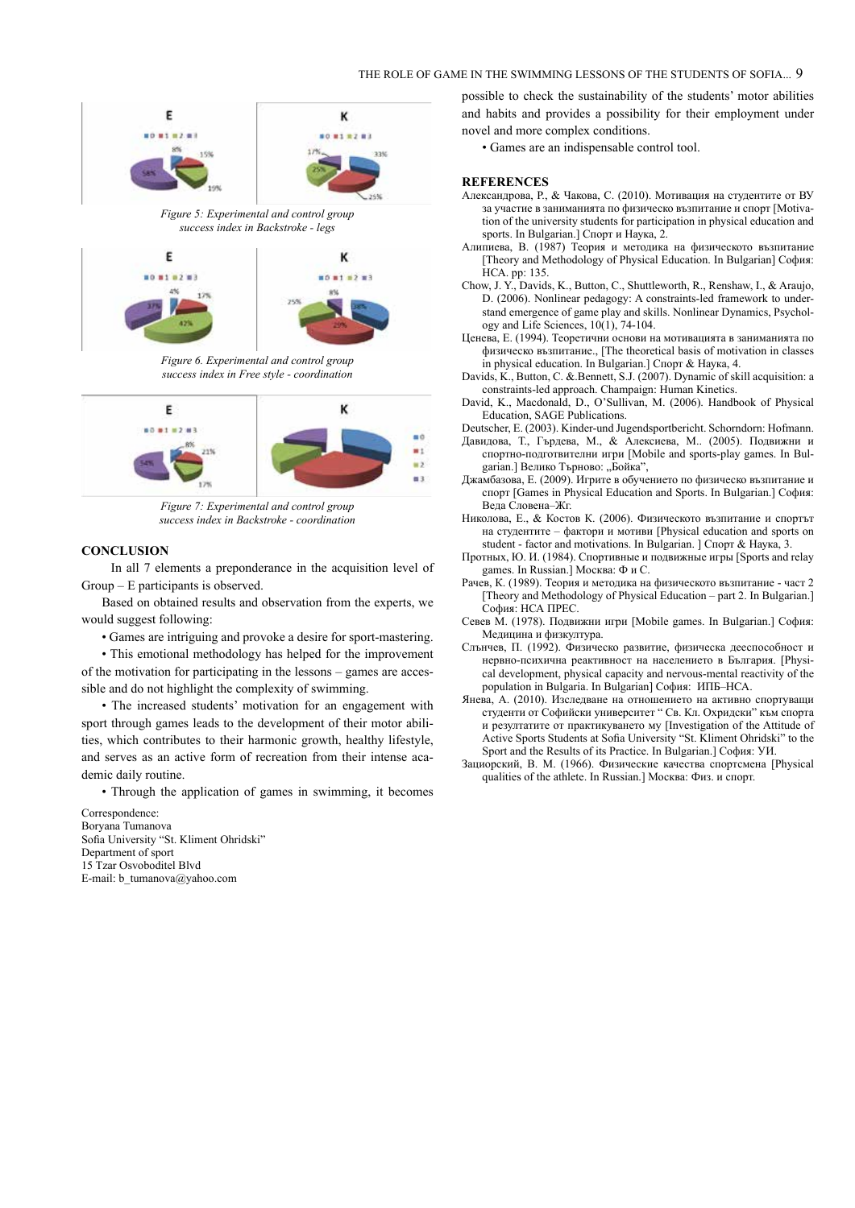E

■0 ■1 ■2 ■3

8%

15%

58%

19%

K

■0 ■1 ■2 ■3

17%

33%

25%

25%

*Figure 5: Experimental and control group success index in Backstroke - legs*

E

■0 ■1 ■2 ■3

4%

17%

37%

42%

K

■0 ■1 ■2 ■3

8%

25%

38%

29%

*Figure 6. Experimental and control group success index in Free style - coordination*

E

■0 ■1 ■2 ■3

8%

21%

54%

17%

K

■0

■1

■2

■3

*Figure 7: Experimental and control group success index in Backstroke - coordination*

## CONCLUSION

In all 7 elements a preponderance in the acquisition level of Group – E participants is observed.

Based on obtained results and observation from the experts, we would suggest following:

• Games are intriguing and provoke a desire for sport-mastering.

• This emotional methodology has helped for the improvement of the motivation for participating in the lessons – games are accessible and do not highlight the complexity of swimming.

• The increased students' motivation for an engagement with sport through games leads to the development of their motor abilities, which contributes to their harmonic growth, healthy lifestyle, and serves as an active form of recreation from their intense academic daily routine.

• Through the application of games in swimming, it becomes possible to check the sustainability of the students' motor abilities and habits and provides a possibility for their employment under novel and more complex conditions.

• Games are an indispensable control tool.

Correspondence:
Boryana Tumanova
Sofia University "St. Kliment Ohridski"
Department of sport
15 Tzar Osvoboditel Blvd
E-mail: b_tumanova@yahoo.com

## REFERENCES

Александрова, Р., & Чакова, С. (2010). Мотивация на студентите от ВУ за участие в заниманията по физическо възпитание и спорт [Motivation of the university students for participation in physical education and sports. In Bulgarian.] Спорт и Наука, 2.

Алипиева, В. (1987) Теория и методика на физическото възпитание [Theory and Methodology of Physical Education. In Bulgarian] София: НСА. pp: 135.

Chow, J. Y., Davids, K., Button, C., Shuttleworth, R., Renshaw, I., & Araujo, D. (2006). Nonlinear pedagogy: A constraints-led framework to understand emergence of game play and skills. Nonlinear Dynamics, Psychology and Life Sciences, 10(1), 74-104.

Ценева, Е. (1994). Теоретични основи на мотивацията в заниманията по физическо възпитание., [The theoretical basis of motivation in classes in physical education. In Bulgarian.] Спорт & Наука, 4.

Davids, K., Button, C. &.Bennett, S.J. (2007). Dynamic of skill acquisition: a constraints-led approach. Champaign: Human Kinetics.

David, K., Macdonald, D., O'Sullivan, M. (2006). Handbook of Physical Education, SAGE Publications.

Deutscher, E. (2003). Kinder-und Jugendsportbericht. Schorndorn: Hofmann.

Давидова, Т., Гърдева, М., & Алексиева, М.. (2005). Подвижни и спортно-подготвителни игри [Mobile and sports-play games. In Bulgarian.] Велико Търново: „Бойка",

Джамбазова, Е. (2009). Игрите в обучението по физическо възпитание и спорт [Games in Physical Education and Sports. In Bulgarian.] София: Веда Словена–Жг.

Николова, Е., & Костов К. (2006). Физическото възпитание и спортът на студентите – фактори и мотиви [Physical education and sports on student - factor and motivations. In Bulgarian. ] Спорт & Наука, 3.

Протных, Ю. И. (1984). Спортивные и подвижные игры [Sports and relay games. In Russian.] Москва: Ф и С.

Рачев, К. (1989). Теория и методика на физическото възпитание - част 2 [Theory and Methodology of Physical Education – part 2. In Bulgarian.] София: НСА ПРЕС.

Севев М. (1978). Подвижни игри [Mobile games. In Bulgarian.] София: Медицина и физкултура.

Слънчев, П. (1992). Физическо развитие, физическа дееспособност и нервно-психична реактивност на населението в България. [Physical development, physical capacity and nervous-mental reactivity of the population in Bulgaria. In Bulgarian] София: ИПБ–НСА.

Янева, А. (2010). Изследване на отношението на активно спортуващи студенти от Софийски университет " Св. Кл. Охридски" към спорта и резултатите от практикуването му [Investigation of the Attitude of Active Sports Students at Sofia University "St. Kliment Ohridski" to the Sport and the Results of its Practice. In Bulgarian.] София: УИ.

Зациорский, В. М. (1966). Физические качества спортсмена [Physical qualities of the athlete. In Russian.] Москва: Физ. и спорт.